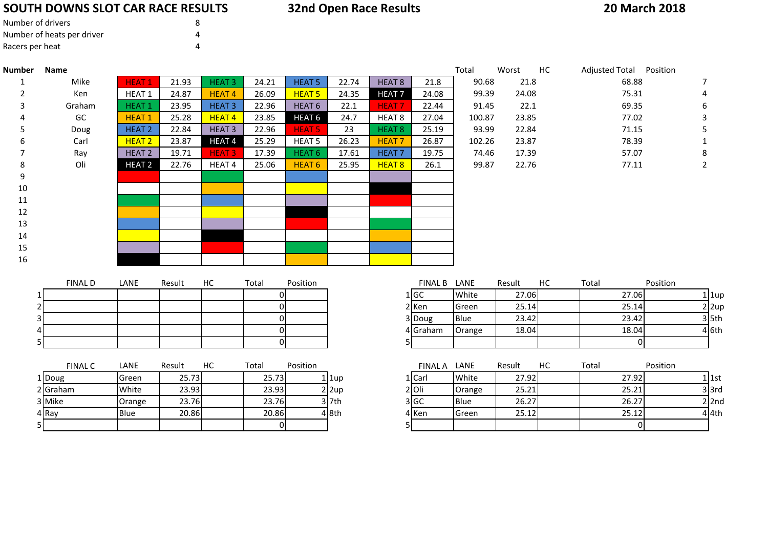# SOUTH DOWNS SLOT CAR RACE RESULTS

## 32nd Open Race Results

**20 March 2018**

| | |
|---|---|
| Number of drivers | 8 |
| Number of heats per driver | 4 |
| Racers per heat | 4 |

| Number | Name | | | | | | | | | Total | Worst | HC | Adjusted Total | Position |
|---|---|---|---|---|---|---|---|---|---|---|---|---|---|---|
| 1 | Mike | HEAT 1 | 21.93 | HEAT 3 | 24.21 | HEAT 5 | 22.74 | HEAT 8 | 21.8 | 90.68 | 21.8 | | 68.88 | 7 |
| 2 | Ken | HEAT 1 | 24.87 | HEAT 4 | 26.09 | HEAT 5 | 24.35 | HEAT 7 | 24.08 | 99.39 | 24.08 | | 75.31 | 4 |
| 3 | Graham | HEAT 1 | 23.95 | HEAT 3 | 22.96 | HEAT 6 | 22.1 | HEAT 7 | 22.44 | 91.45 | 22.1 | | 69.35 | 6 |
| 4 | GC | HEAT 1 | 25.28 | HEAT 4 | 23.85 | HEAT 6 | 24.7 | HEAT 8 | 27.04 | 100.87 | 23.85 | | 77.02 | 3 |
| 5 | Doug | HEAT 2 | 22.84 | HEAT 3 | 22.96 | HEAT 5 | 23 | HEAT 8 | 25.19 | 93.99 | 22.84 | | 71.15 | 5 |
| 6 | Carl | HEAT 2 | 23.87 | HEAT 4 | 25.29 | HEAT 5 | 26.23 | HEAT 7 | 26.87 | 102.26 | 23.87 | | 78.39 | 1 |
| 7 | Ray | HEAT 2 | 19.71 | HEAT 3 | 17.39 | HEAT 6 | 17.61 | HEAT 7 | 19.75 | 74.46 | 17.39 | | 57.07 | 8 |
| 8 | Oli | HEAT 2 | 22.76 | HEAT 4 | 25.06 | HEAT 6 | 25.95 | HEAT 8 | 26.1 | 99.87 | 22.76 | | 77.11 | 2 |
| 9 | | | | | | | | | | | | | | |
| 10 | | | | | | | | | | | | | | |
| 11 | | | | | | | | | | | | | | |
| 12 | | | | | | | | | | | | | | |
| 13 | | | | | | | | | | | | | | |
| 14 | | | | | | | | | | | | | | |
| 15 | | | | | | | | | | | | | | |
| 16 | | | | | | | | | | | | | | |

| | FINAL D | LANE | Result | HC | Total | Position |
|---|---|---|---|---|---|---|
| 1 | | | | | 0 | |
| 2 | | | | | 0 | |
| 3 | | | | | 0 | |
| 4 | | | | | 0 | |
| 5 | | | | | 0 | |

| | FINAL B | LANE | Result | HC | Total | Position | |
|---|---|---|---|---|---|---|---|
| 1 | GC | White | 27.06 | | 27.06 | 1 | 1up |
| 2 | Ken | Green | 25.14 | | 25.14 | 2 | 2up |
| 3 | Doug | Blue | 23.42 | | 23.42 | 3 | 5th |
| 4 | Graham | Orange | 18.04 | | 18.04 | 4 | 6th |
| 5 | | | | | 0 | | |

| | FINAL C | LANE | Result | HC | Total | Position | |
|---|---|---|---|---|---|---|---|
| 1 | Doug | Green | 25.73 | | 25.73 | 1 | 1up |
| 2 | Graham | White | 23.93 | | 23.93 | 2 | 2up |
| 3 | Mike | Orange | 23.76 | | 23.76 | 3 | 7th |
| 4 | Ray | Blue | 20.86 | | 20.86 | 4 | 8th |
| 5 | | | | | 0 | | |

| | FINAL A | LANE | Result | HC | Total | Position | |
|---|---|---|---|---|---|---|---|
| 1 | Carl | White | 27.92 | | 27.92 | 1 | 1st |
| 2 | Oli | Orange | 25.21 | | 25.21 | 3 | 3rd |
| 3 | GC | Blue | 26.27 | | 26.27 | 2 | 2nd |
| 4 | Ken | Green | 25.12 | | 25.12 | 4 | 4th |
| 5 | | | | | 0 | | |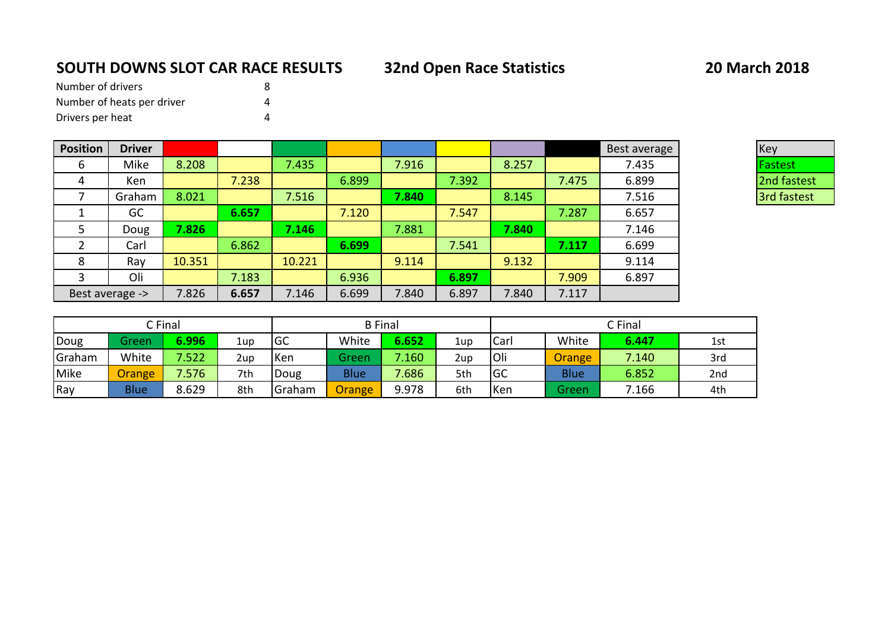# SOUTH DOWNS SLOT CAR RACE RESULTS

## 32nd Open Race Statistics

## 20 March 2018

| | |
|---|---|
| Number of drivers | 8 |
| Number of heats per driver | 4 |
| Drivers per heat | 4 |

| Position | Driver | Red | White | Green | Orange | Blue | Yellow | Purple | Black | Best average |
|---|---|---|---|---|---|---|---|---|---|---|
| 6 | Mike | 8.208 | | 7.435 | | 7.916 | | 8.257 | | 7.435 |
| 4 | Ken | | 7.238 | | 6.899 | | 7.392 | | 7.475 | 6.899 |
| 7 | Graham | 8.021 | | 7.516 | | **7.840** | | 8.145 | | 7.516 |
| 1 | GC | | **6.657** | | 7.120 | | 7.547 | | 7.287 | 6.657 |
| 5 | Doug | **7.826** | | **7.146** | | 7.881 | | **7.840** | | 7.146 |
| 2 | Carl | | 6.862 | | **6.699** | | 7.541 | | **7.117** | 6.699 |
| 8 | Ray | 10.351 | | 10.221 | | 9.114 | | 9.132 | | 9.114 |
| 3 | Oli | | 7.183 | | 6.936 | | **6.897** | | 7.909 | 6.897 |
| Best average -> | | 7.826 | **6.657** | 7.146 | 6.699 | 7.840 | 6.897 | 7.840 | 7.117 | |

| Key |
|---|
| Fastest |
| 2nd fastest |
| 3rd fastest |

| C Final | | | | B Final | | | | C Final | | | |
|---|---|---|---|---|---|---|---|---|---|---|---|
| Doug | Green | **6.996** | 1up | GC | White | **6.652** | 1up | Carl | White | **6.447** | 1st |
| Graham | White | 7.522 | 2up | Ken | Green | 7.160 | 2up | Oli | Orange | 7.140 | 3rd |
| Mike | Orange | 7.576 | 7th | Doug | Blue | 7.686 | 5th | GC | Blue | 6.852 | 2nd |
| Ray | Blue | 8.629 | 8th | Graham | Orange | 9.978 | 6th | Ken | Green | 7.166 | 4th |